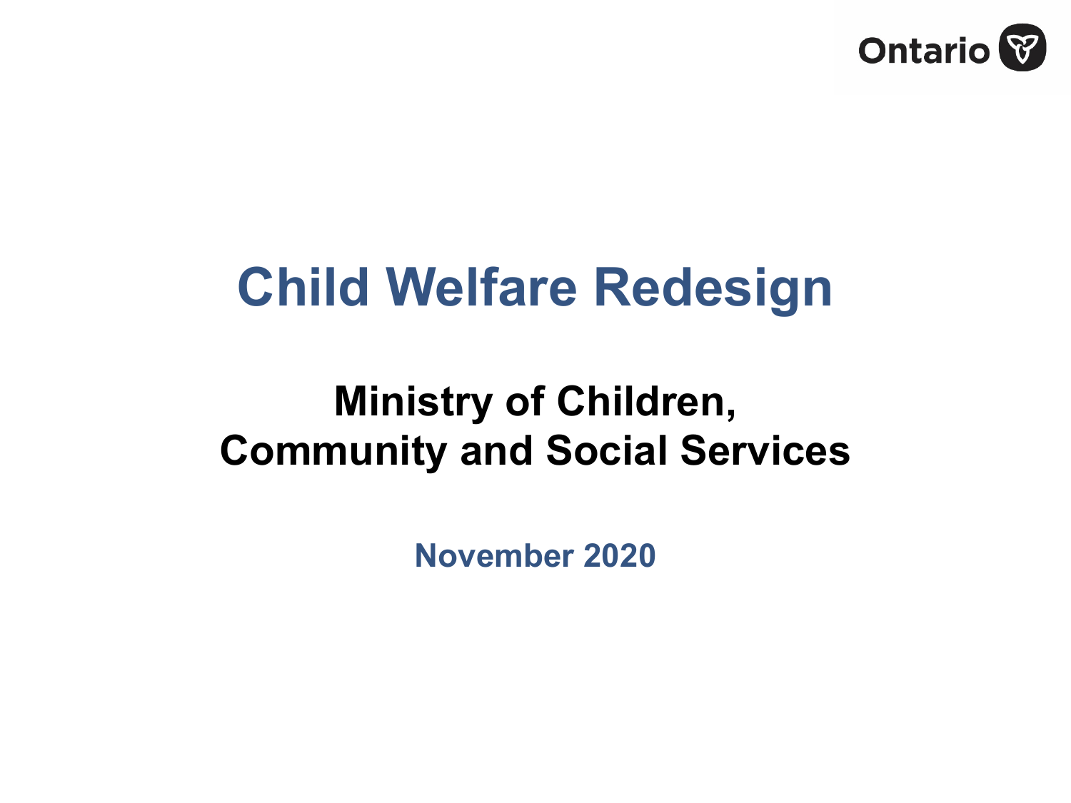Ontario

# Child Welfare Redesign

## Ministry of Children, Community and Social Services

**November 2020**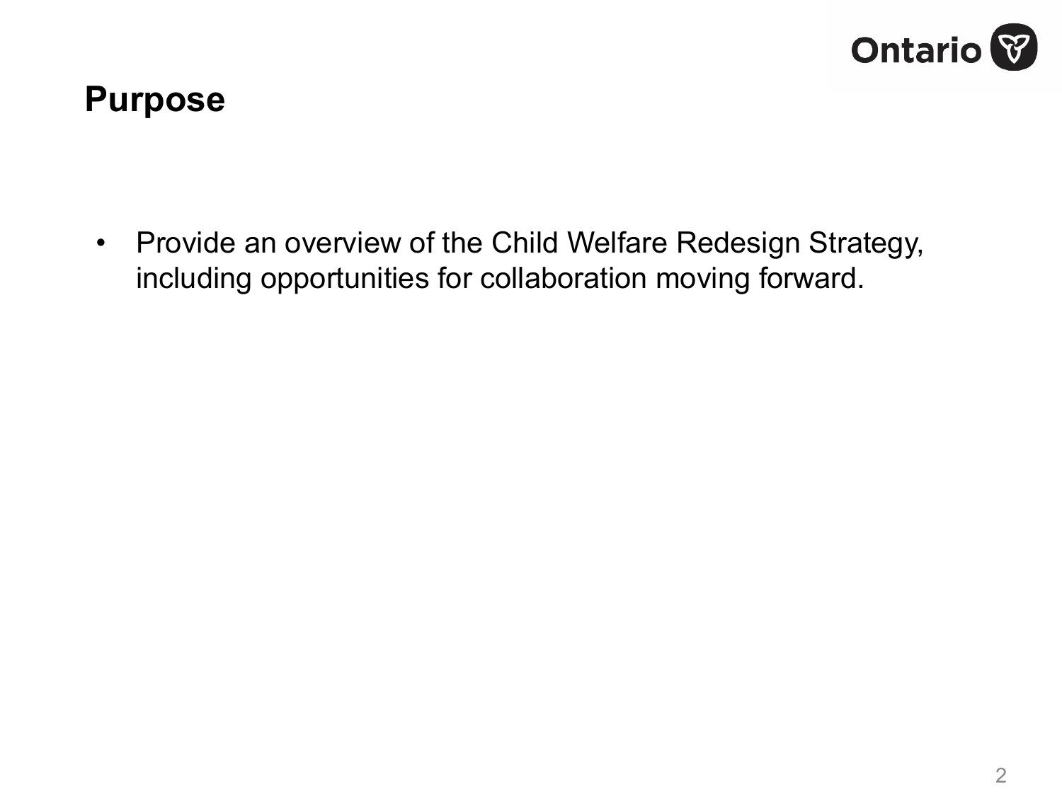# Purpose

- Provide an overview of the Child Welfare Redesign Strategy, including opportunities for collaboration moving forward.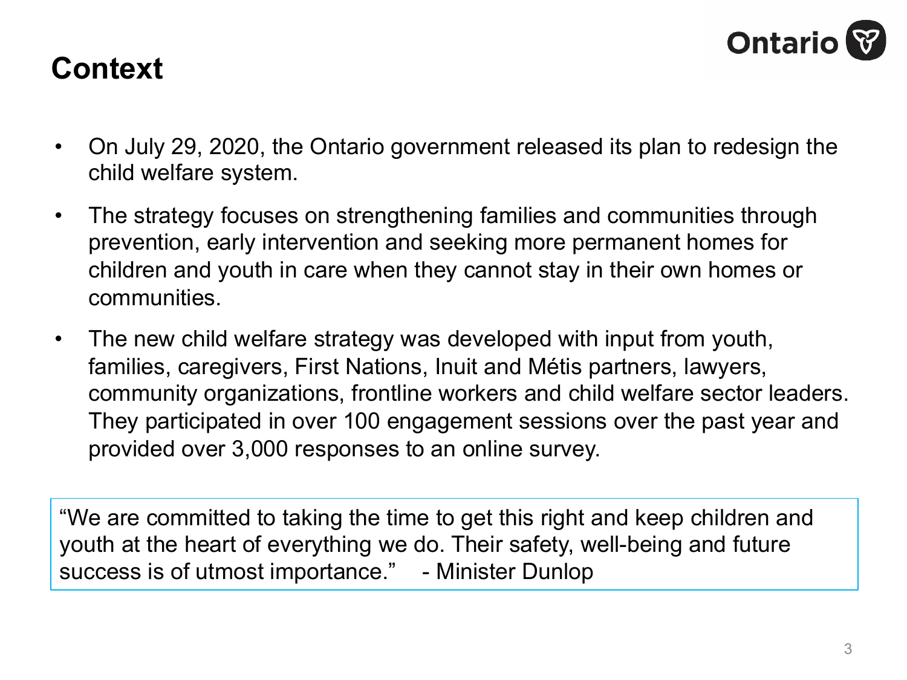# Context

- On July 29, 2020, the Ontario government released its plan to redesign the child welfare system.
- The strategy focuses on strengthening families and communities through prevention, early intervention and seeking more permanent homes for children and youth in care when they cannot stay in their own homes or communities.
- The new child welfare strategy was developed with input from youth, families, caregivers, First Nations, Inuit and Métis partners, lawyers, community organizations, frontline workers and child welfare sector leaders. They participated in over 100 engagement sessions over the past year and provided over 3,000 responses to an online survey.

> "We are committed to taking the time to get this right and keep children and youth at the heart of everything we do. Their safety, well-being and future success is of utmost importance." - Minister Dunlop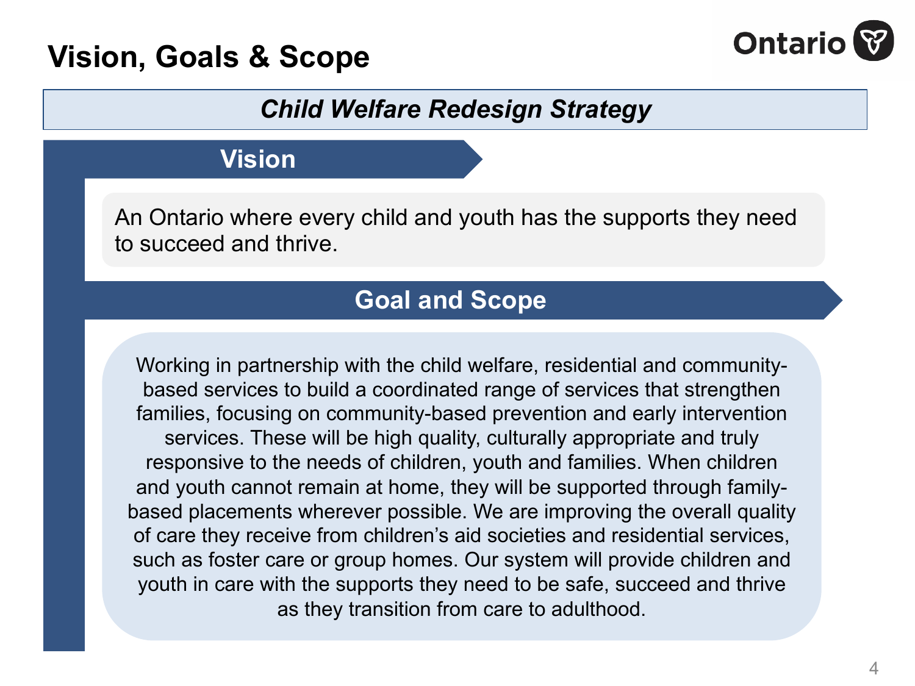# Vision, Goals & Scope

***Child Welfare Redesign Strategy***

## Vision

An Ontario where every child and youth has the supports they need to succeed and thrive.

## Goal and Scope

Working in partnership with the child welfare, residential and community-based services to build a coordinated range of services that strengthen families, focusing on community-based prevention and early intervention services. These will be high quality, culturally appropriate and truly responsive to the needs of children, youth and families. When children and youth cannot remain at home, they will be supported through family-based placements wherever possible. We are improving the overall quality of care they receive from children's aid societies and residential services, such as foster care or group homes. Our system will provide children and youth in care with the supports they need to be safe, succeed and thrive as they transition from care to adulthood.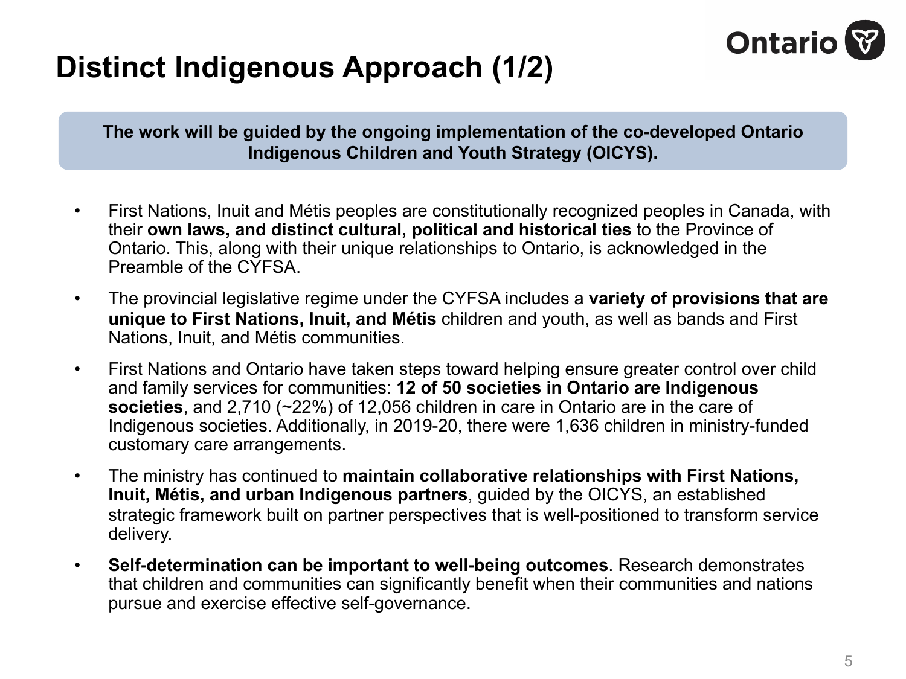# Distinct Indigenous Approach (1/2)

**The work will be guided by the ongoing implementation of the co-developed Ontario Indigenous Children and Youth Strategy (OICYS).**

- First Nations, Inuit and Métis peoples are constitutionally recognized peoples in Canada, with their **own laws, and distinct cultural, political and historical ties** to the Province of Ontario. This, along with their unique relationships to Ontario, is acknowledged in the Preamble of the CYFSA.
- The provincial legislative regime under the CYFSA includes a **variety of provisions that are unique to First Nations, Inuit, and Métis** children and youth, as well as bands and First Nations, Inuit, and Métis communities.
- First Nations and Ontario have taken steps toward helping ensure greater control over child and family services for communities: **12 of 50 societies in Ontario are Indigenous societies**, and 2,710 (~22%) of 12,056 children in care in Ontario are in the care of Indigenous societies. Additionally, in 2019-20, there were 1,636 children in ministry-funded customary care arrangements.
- The ministry has continued to **maintain collaborative relationships with First Nations, Inuit, Métis, and urban Indigenous partners**, guided by the OICYS, an established strategic framework built on partner perspectives that is well-positioned to transform service delivery.
- **Self-determination can be important to well-being outcomes**. Research demonstrates that children and communities can significantly benefit when their communities and nations pursue and exercise effective self-governance.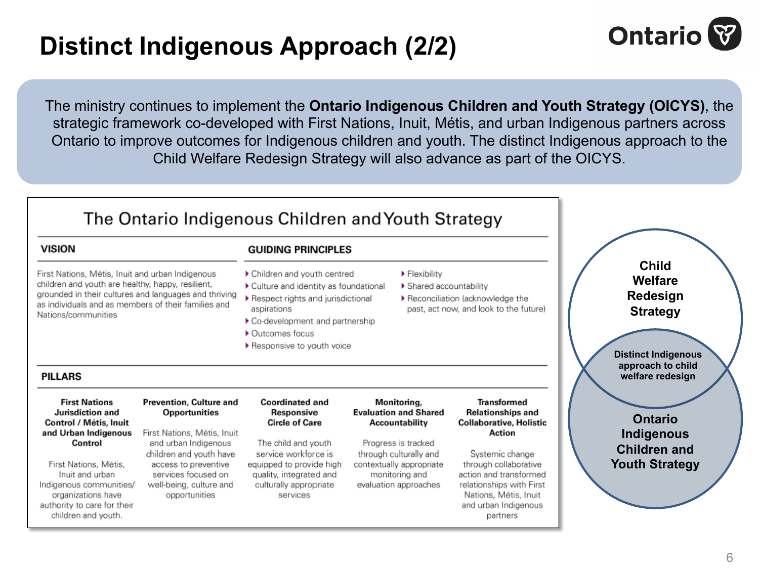# Distinct Indigenous Approach (2/2)

The ministry continues to implement the **Ontario Indigenous Children and Youth Strategy (OICYS)**, the strategic framework co-developed with First Nations, Inuit, Métis, and urban Indigenous partners across Ontario to improve outcomes for Indigenous children and youth. The distinct Indigenous approach to the Child Welfare Redesign Strategy will also advance as part of the OICYS.

## The Ontario Indigenous Children and Youth Strategy

### VISION

First Nations, Métis, Inuit and urban Indigenous children and youth are healthy, happy, resilient, grounded in their cultures and languages and thriving as individuals and as members of their families and Nations/communities

### GUIDING PRINCIPLES

- Children and youth centred
- Culture and identity as foundational
- Respect rights and jurisdictional aspirations
- Co-development and partnership
- Outcomes focus
- Responsive to youth voice
- Flexibility
- Shared accountability
- Reconciliation (acknowledge the past, act now, and look to the future)

### PILLARS

| First Nations Jurisdiction and Control / Métis, Inuit and Urban Indigenous Control | Prevention, Culture and Opportunities | Coordinated and Responsive Circle of Care | Monitoring, Evaluation and Shared Accountability | Transformed Relationships and Collaborative, Holistic Action |
|---|---|---|---|---|
| First Nations, Métis, Inuit and urban Indigenous communities/ organizations have authority to care for their children and youth. | First Nations, Métis, Inuit and urban Indigenous children and youth have access to preventive services focused on well-being, culture and opportunities | The child and youth service workforce is equipped to provide high quality, integrated and culturally appropriate services | Progress is tracked through culturally and contextually appropriate monitoring and evaluation approaches | Systemic change through collaborative action and transformed relationships with First Nations, Métis, Inuit and urban Indigenous partners |

Child Welfare Redesign Strategy

Distinct Indigenous approach to child welfare redesign

Ontario Indigenous Children and Youth Strategy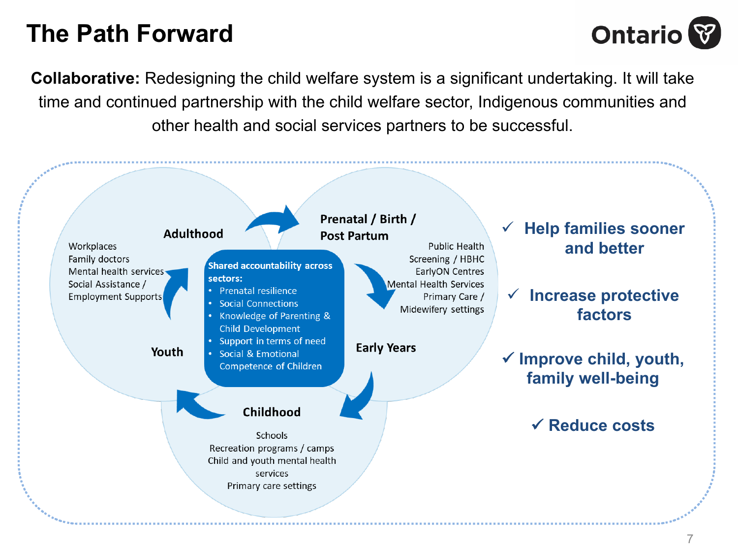# The Path Forward

**Collaborative:** Redesigning the child welfare system is a significant undertaking. It will take time and continued partnership with the child welfare sector, Indigenous communities and other health and social services partners to be successful.

**Adulthood**

Workplaces
Family doctors
Mental health services
Social Assistance / Employment Supports

**Prenatal / Birth / Post Partum**

Public Health
Screening / HBHC
EarlyON Centres
Mental Health Services
Primary Care / Midewifery settings

**Shared accountability across sectors:**

- Prenatal resilience
- Social Connections
- Knowledge of Parenting & Child Development
- Support in terms of need
- Social & Emotional Competence of Children

**Youth**

**Early Years**

**Childhood**

Schools
Recreation programs / camps
Child and youth mental health services
Primary care settings

- ✓ **Help families sooner and better**
- ✓ **Increase protective factors**
- ✓ **Improve child, youth, family well-being**
- ✓ **Reduce costs**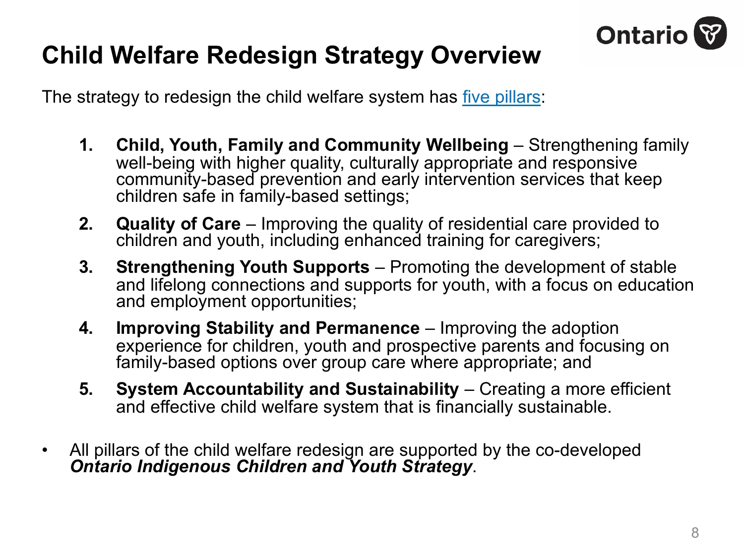# Child Welfare Redesign Strategy Overview

The strategy to redesign the child welfare system has five pillars:

1. **Child, Youth, Family and Community Wellbeing** – Strengthening family well-being with higher quality, culturally appropriate and responsive community-based prevention and early intervention services that keep children safe in family-based settings;
2. **Quality of Care** – Improving the quality of residential care provided to children and youth, including enhanced training for caregivers;
3. **Strengthening Youth Supports** – Promoting the development of stable and lifelong connections and supports for youth, with a focus on education and employment opportunities;
4. **Improving Stability and Permanence** – Improving the adoption experience for children, youth and prospective parents and focusing on family-based options over group care where appropriate; and
5. **System Accountability and Sustainability** – Creating a more efficient and effective child welfare system that is financially sustainable.

- All pillars of the child welfare redesign are supported by the co-developed ***Ontario Indigenous Children and Youth Strategy***.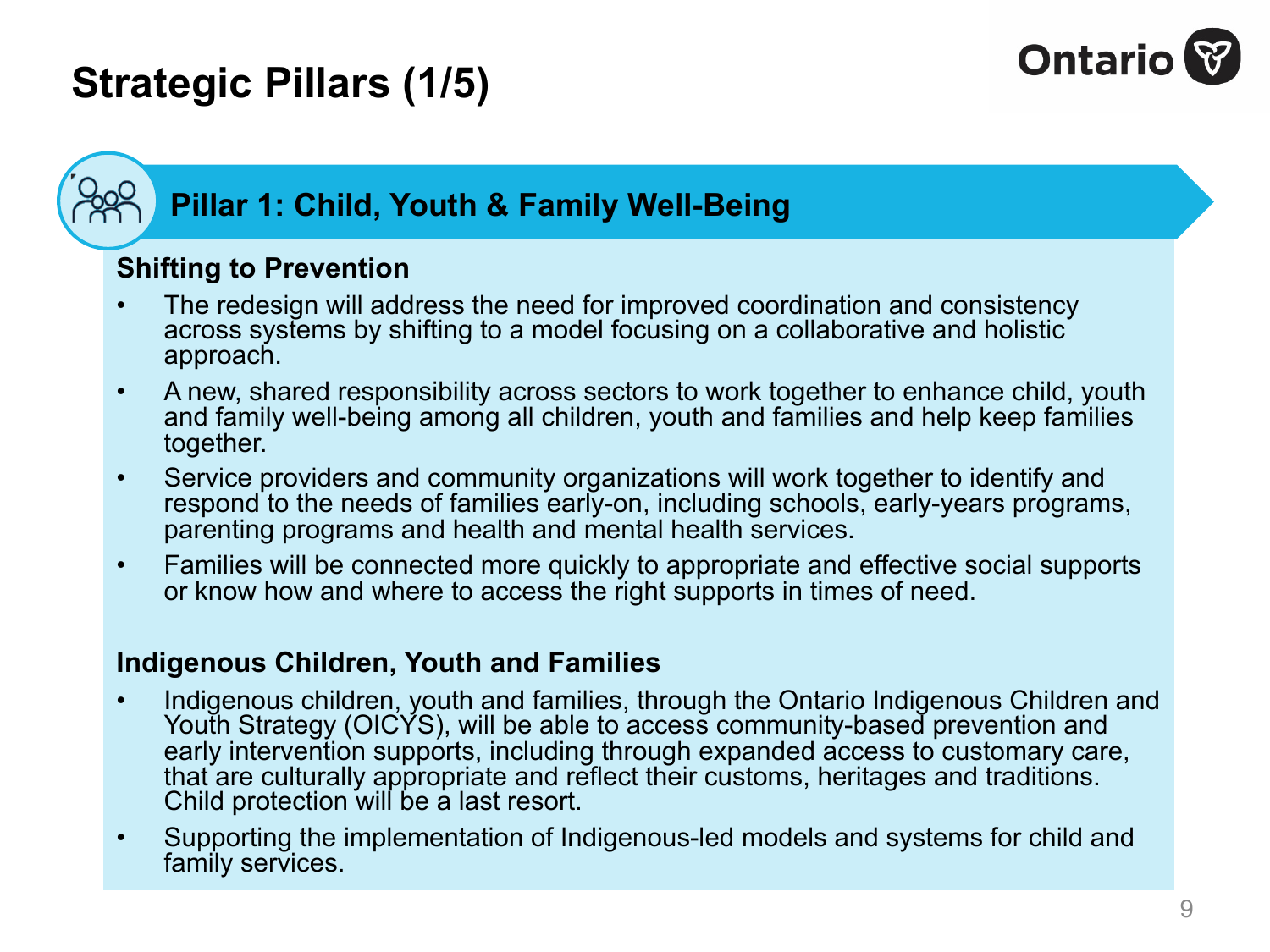# Strategic Pillars (1/5)

## Pillar 1: Child, Youth & Family Well-Being

### Shifting to Prevention

- The redesign will address the need for improved coordination and consistency across systems by shifting to a model focusing on a collaborative and holistic approach.
- A new, shared responsibility across sectors to work together to enhance child, youth and family well-being among all children, youth and families and help keep families together.
- Service providers and community organizations will work together to identify and respond to the needs of families early-on, including schools, early-years programs, parenting programs and health and mental health services.
- Families will be connected more quickly to appropriate and effective social supports or know how and where to access the right supports in times of need.

### Indigenous Children, Youth and Families

- Indigenous children, youth and families, through the Ontario Indigenous Children and Youth Strategy (OICYS), will be able to access community-based prevention and early intervention supports, including through expanded access to customary care, that are culturally appropriate and reflect their customs, heritages and traditions. Child protection will be a last resort.
- Supporting the implementation of Indigenous-led models and systems for child and family services.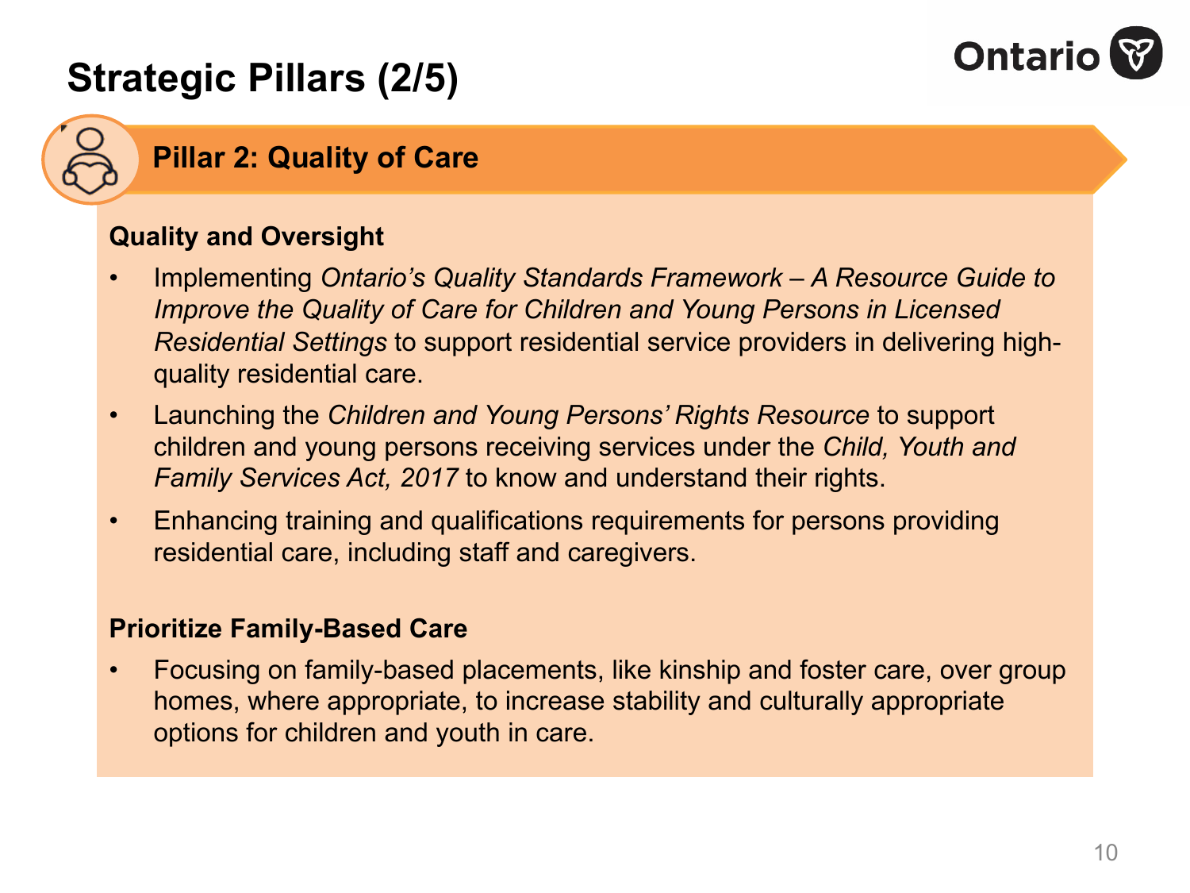# Strategic Pillars (2/5)

## Pillar 2: Quality of Care

### Quality and Oversight

- Implementing *Ontario's Quality Standards Framework – A Resource Guide to Improve the Quality of Care for Children and Young Persons in Licensed Residential Settings* to support residential service providers in delivering high-quality residential care.
- Launching the *Children and Young Persons' Rights Resource* to support children and young persons receiving services under the *Child, Youth and Family Services Act, 2017* to know and understand their rights.
- Enhancing training and qualifications requirements for persons providing residential care, including staff and caregivers.

### Prioritize Family-Based Care

- Focusing on family-based placements, like kinship and foster care, over group homes, where appropriate, to increase stability and culturally appropriate options for children and youth in care.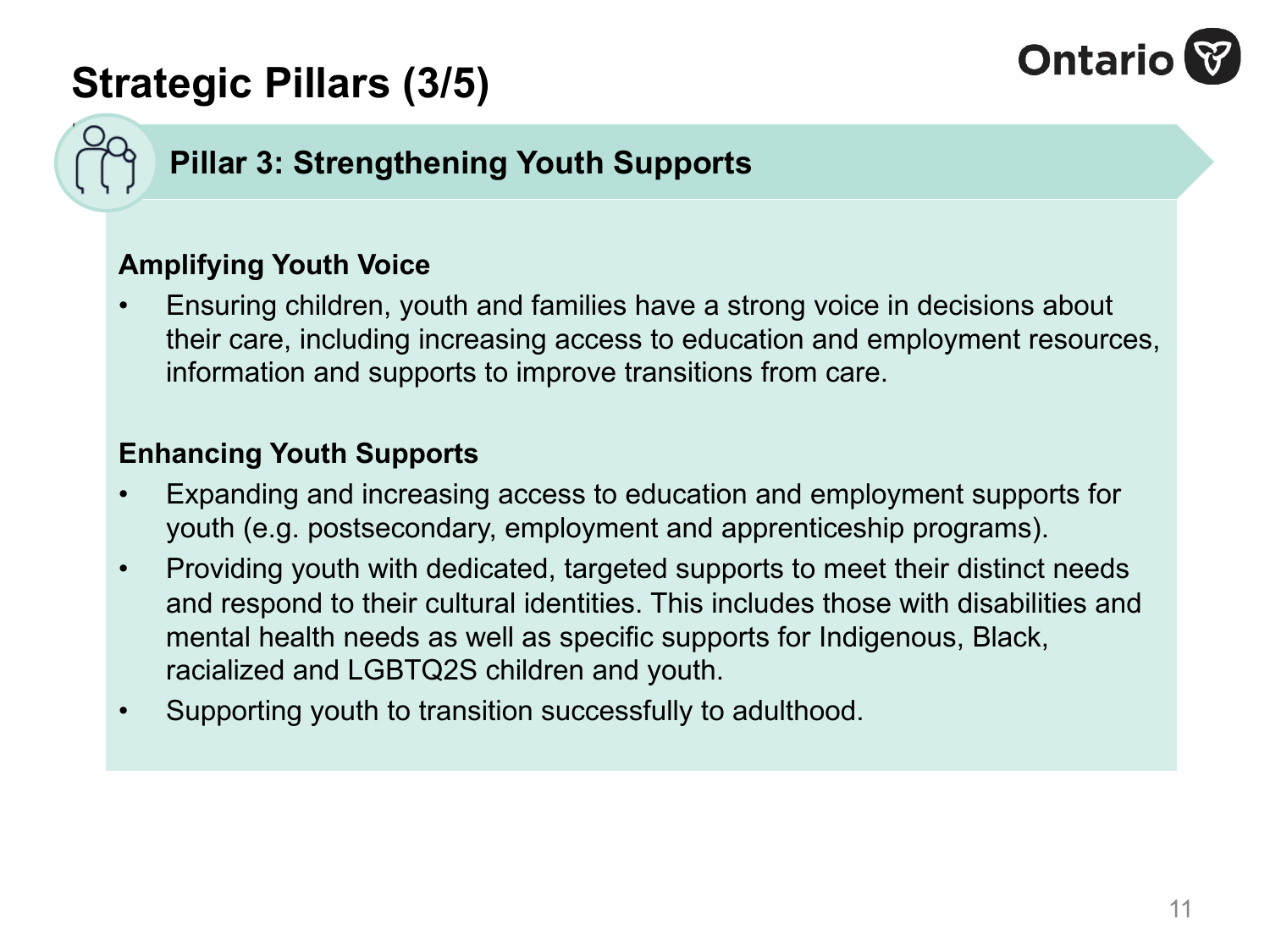# Strategic Pillars (3/5)

## Pillar 3: Strengthening Youth Supports

### Amplifying Youth Voice

- Ensuring children, youth and families have a strong voice in decisions about their care, including increasing access to education and employment resources, information and supports to improve transitions from care.

### Enhancing Youth Supports

- Expanding and increasing access to education and employment supports for youth (e.g. postsecondary, employment and apprenticeship programs).
- Providing youth with dedicated, targeted supports to meet their distinct needs and respond to their cultural identities. This includes those with disabilities and mental health needs as well as specific supports for Indigenous, Black, racialized and LGBTQ2S children and youth.
- Supporting youth to transition successfully to adulthood.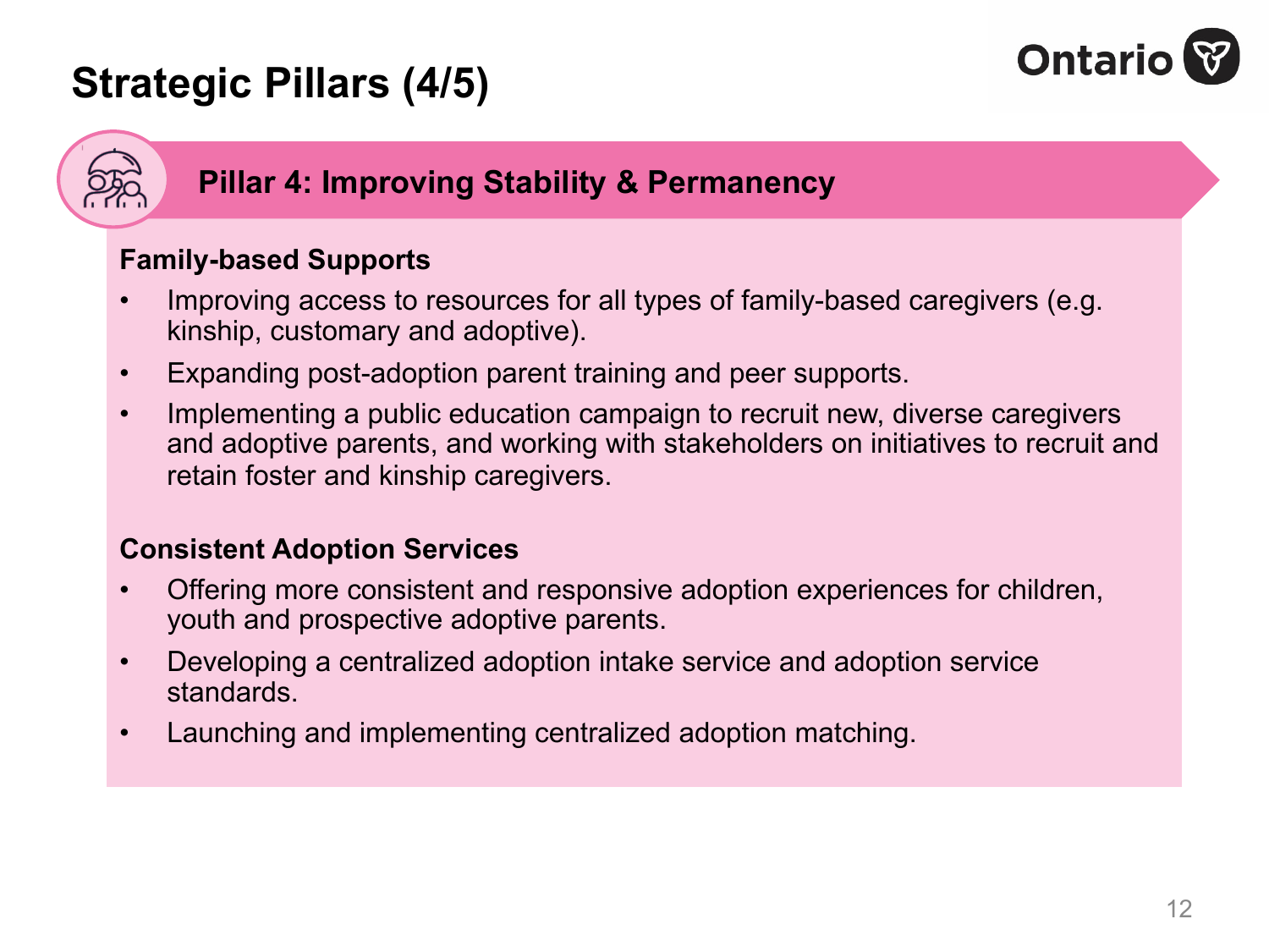# Strategic Pillars (4/5)

## Pillar 4: Improving Stability & Permanency

**Family-based Supports**

- Improving access to resources for all types of family-based caregivers (e.g. kinship, customary and adoptive).
- Expanding post-adoption parent training and peer supports.
- Implementing a public education campaign to recruit new, diverse caregivers and adoptive parents, and working with stakeholders on initiatives to recruit and retain foster and kinship caregivers.

**Consistent Adoption Services**

- Offering more consistent and responsive adoption experiences for children, youth and prospective adoptive parents.
- Developing a centralized adoption intake service and adoption service standards.
- Launching and implementing centralized adoption matching.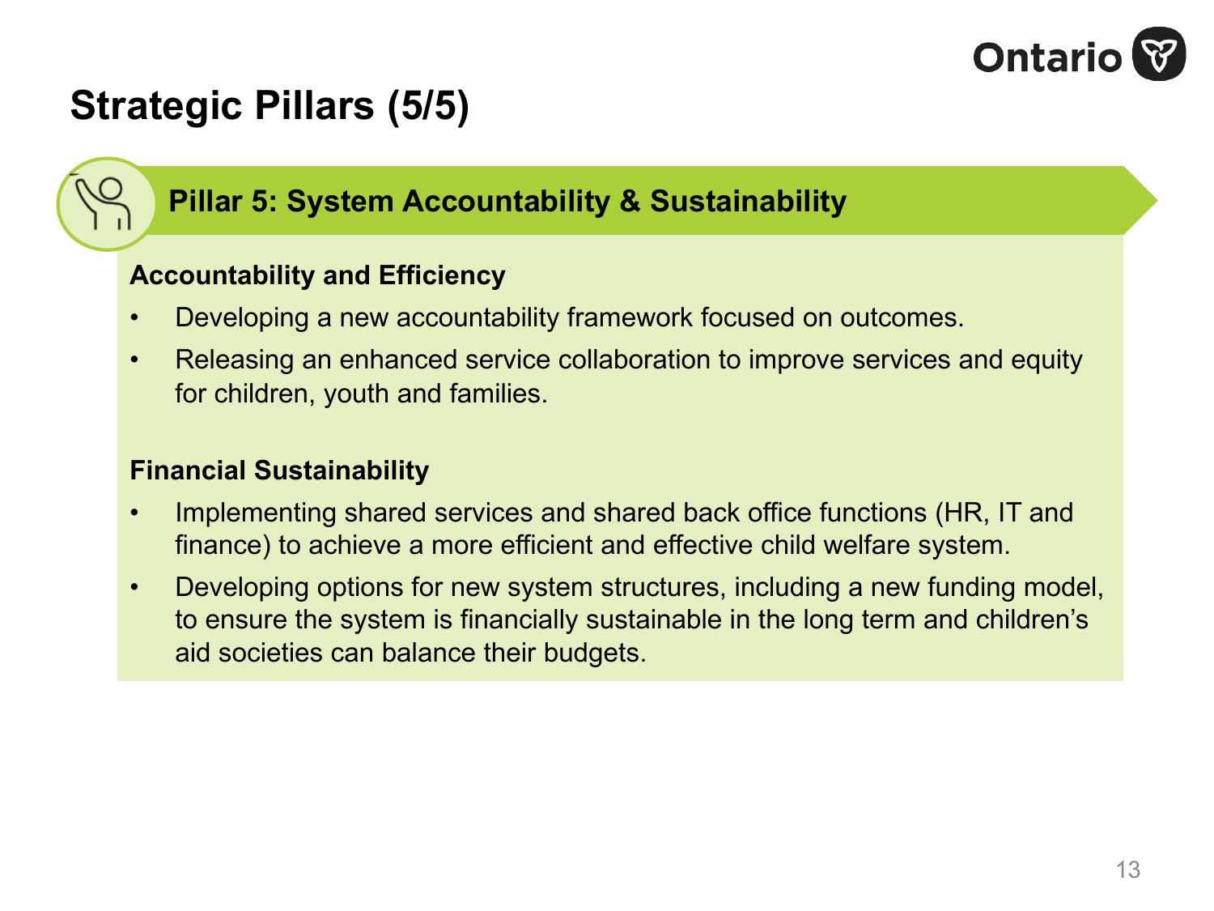# Strategic Pillars (5/5)

## Pillar 5: System Accountability & Sustainability

### Accountability and Efficiency

- Developing a new accountability framework focused on outcomes.
- Releasing an enhanced service collaboration to improve services and equity for children, youth and families.

### Financial Sustainability

- Implementing shared services and shared back office functions (HR, IT and finance) to achieve a more efficient and effective child welfare system.
- Developing options for new system structures, including a new funding model, to ensure the system is financially sustainable in the long term and children's aid societies can balance their budgets.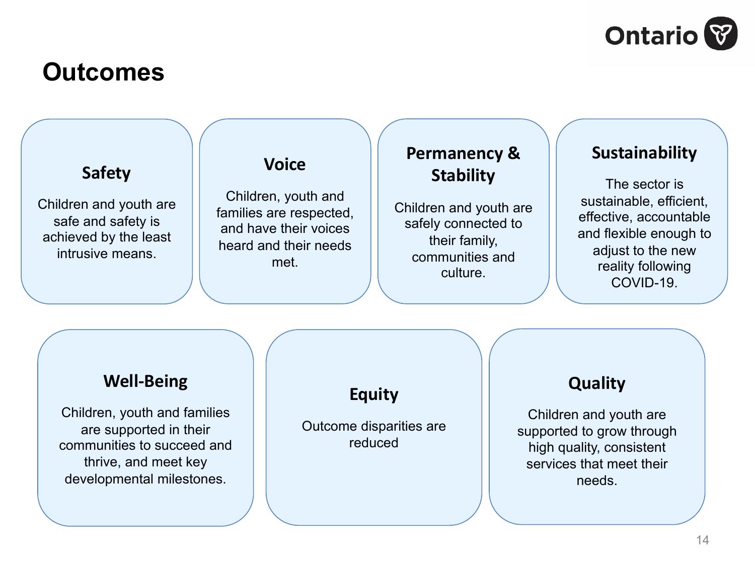# Outcomes

### Safety

Children and youth are safe and safety is achieved by the least intrusive means.

### Voice

Children, youth and families are respected, and have their voices heard and their needs met.

### Permanency & Stability

Children and youth are safely connected to their family, communities and culture.

### Sustainability

The sector is sustainable, efficient, effective, accountable and flexible enough to adjust to the new reality following COVID-19.

### Well-Being

Children, youth and families are supported in their communities to succeed and thrive, and meet key developmental milestones.

### Equity

Outcome disparities are reduced

### Quality

Children and youth are supported to grow through high quality, consistent services that meet their needs.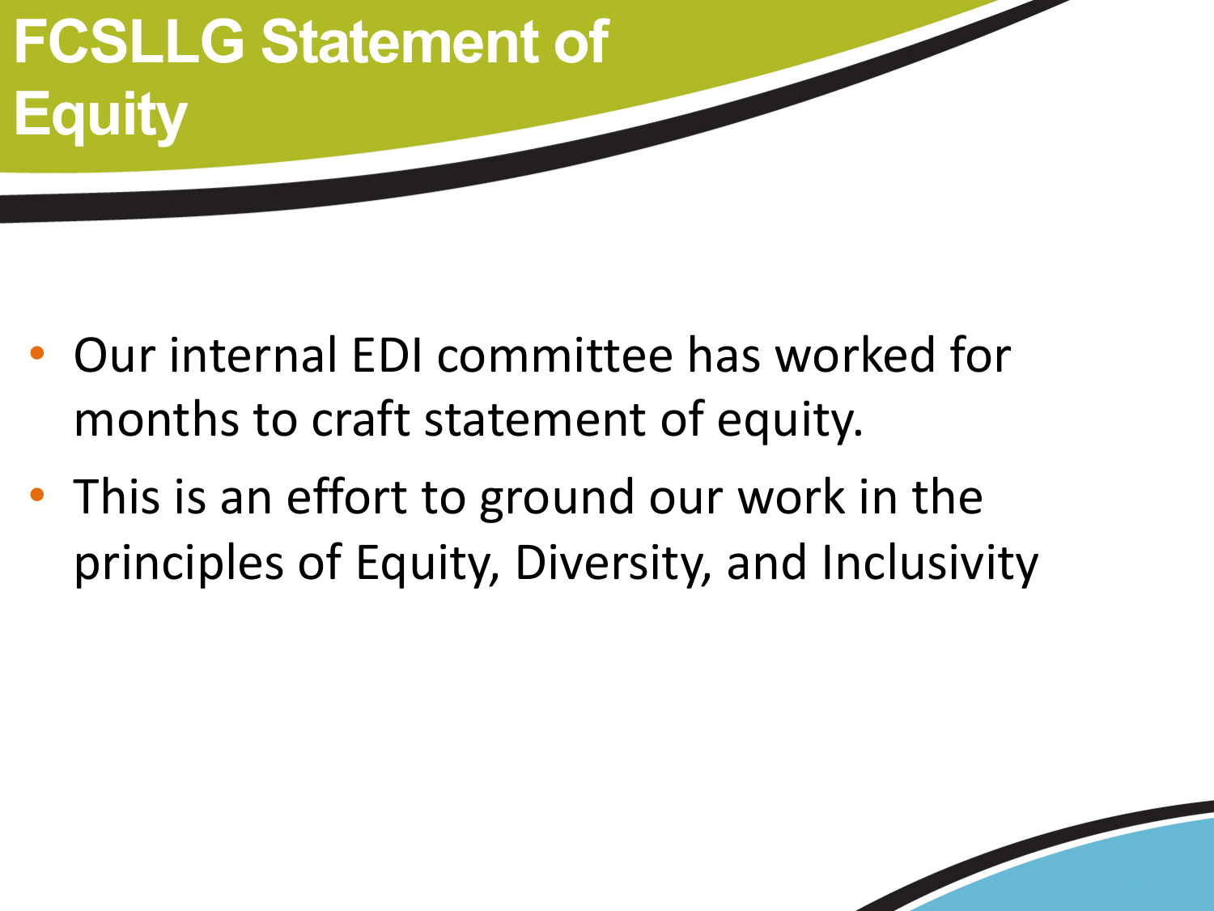# FCSLLG Statement of Equity

- Our internal EDI committee has worked for months to craft statement of equity.
- This is an effort to ground our work in the principles of Equity, Diversity, and Inclusivity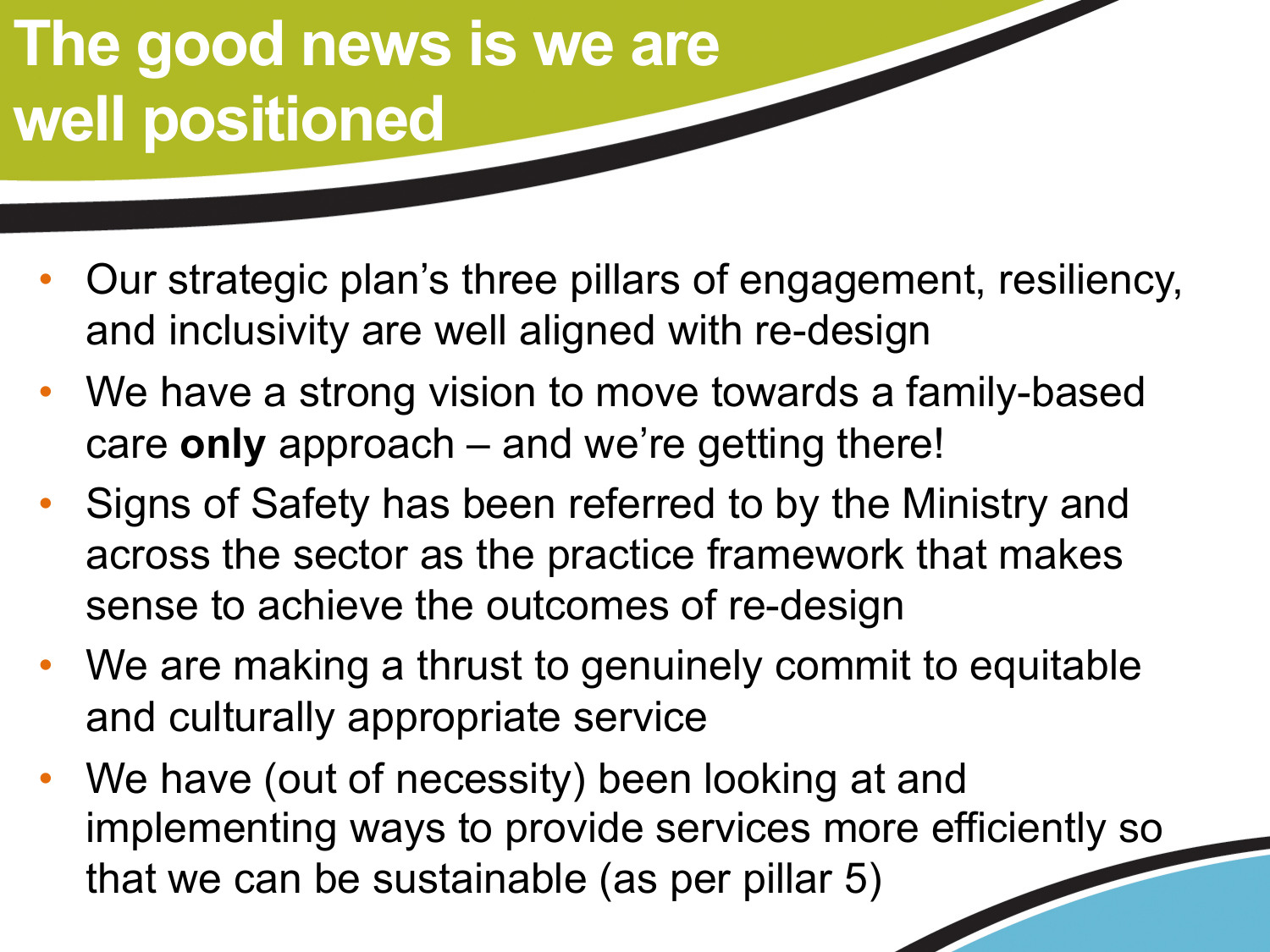# The good news is we are well positioned

- Our strategic plan's three pillars of engagement, resiliency, and inclusivity are well aligned with re-design
- We have a strong vision to move towards a family-based care **only** approach – and we're getting there!
- Signs of Safety has been referred to by the Ministry and across the sector as the practice framework that makes sense to achieve the outcomes of re-design
- We are making a thrust to genuinely commit to equitable and culturally appropriate service
- We have (out of necessity) been looking at and implementing ways to provide services more efficiently so that we can be sustainable (as per pillar 5)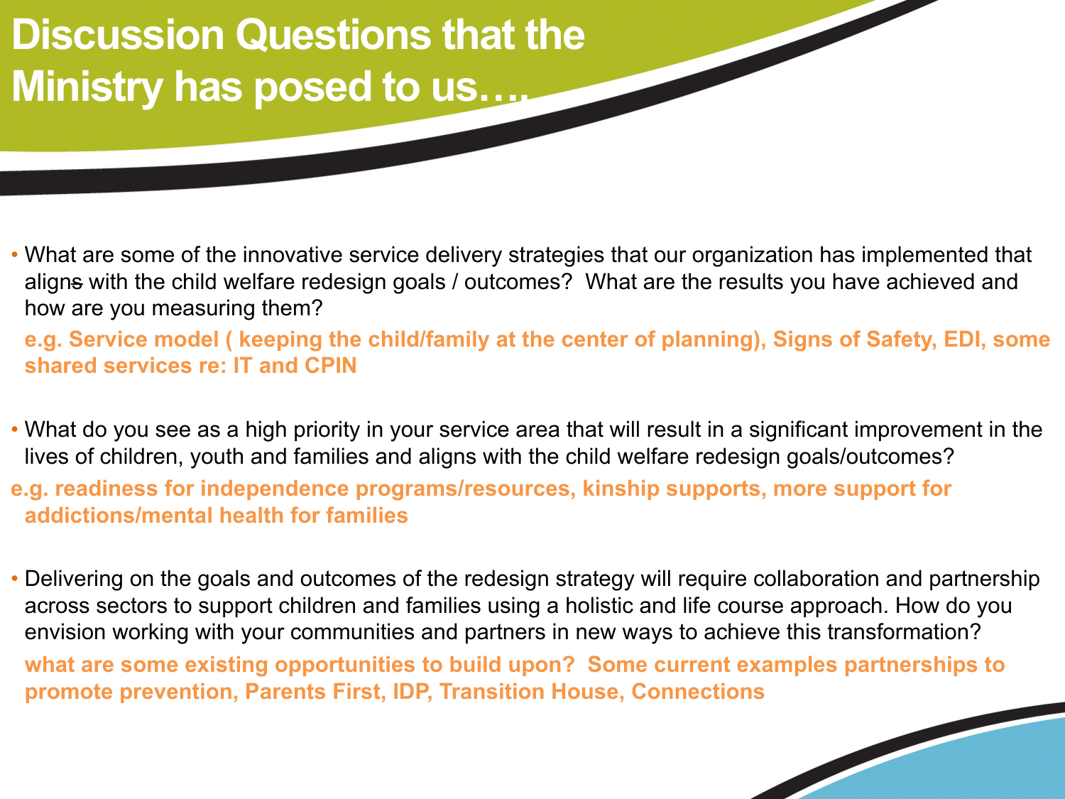# Discussion Questions that the Ministry has posed to us….

- What are some of the innovative service delivery strategies that our organization has implemented that aligns with the child welfare redesign goals / outcomes? What are the results you have achieved and how are you measuring them?

  **e.g. Service model ( keeping the child/family at the center of planning), Signs of Safety, EDI, some shared services re: IT and CPIN**

- What do you see as a high priority in your service area that will result in a significant improvement in the lives of children, youth and families and aligns with the child welfare redesign goals/outcomes?

  **e.g. readiness for independence programs/resources, kinship supports, more support for addictions/mental health for families**

- Delivering on the goals and outcomes of the redesign strategy will require collaboration and partnership across sectors to support children and families using a holistic and life course approach. How do you envision working with your communities and partners in new ways to achieve this transformation?

  **what are some existing opportunities to build upon? Some current examples partnerships to promote prevention, Parents First, IDP, Transition House, Connections**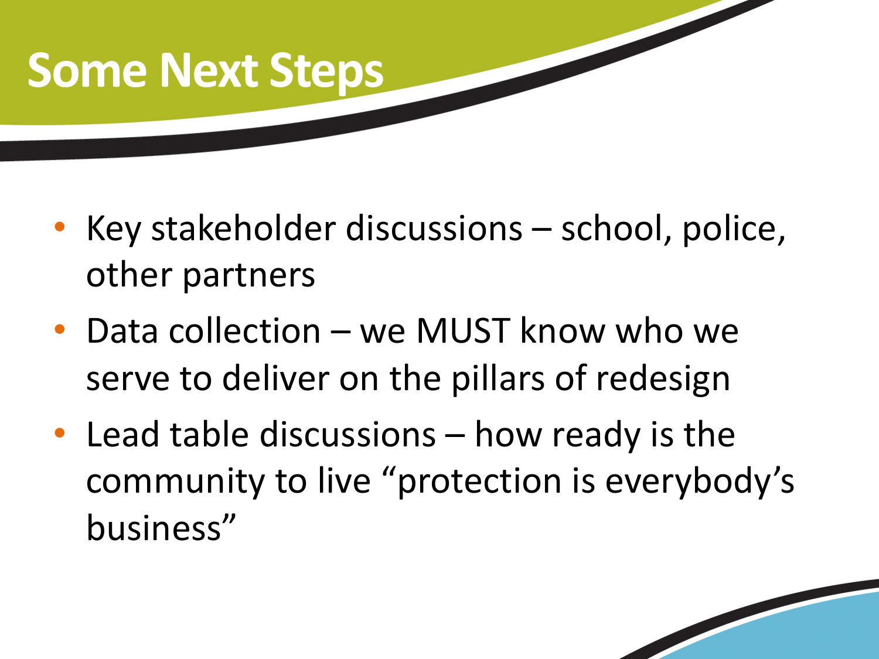# Some Next Steps

- Key stakeholder discussions – school, police, other partners
- Data collection – we MUST know who we serve to deliver on the pillars of redesign
- Lead table discussions – how ready is the community to live "protection is everybody's business"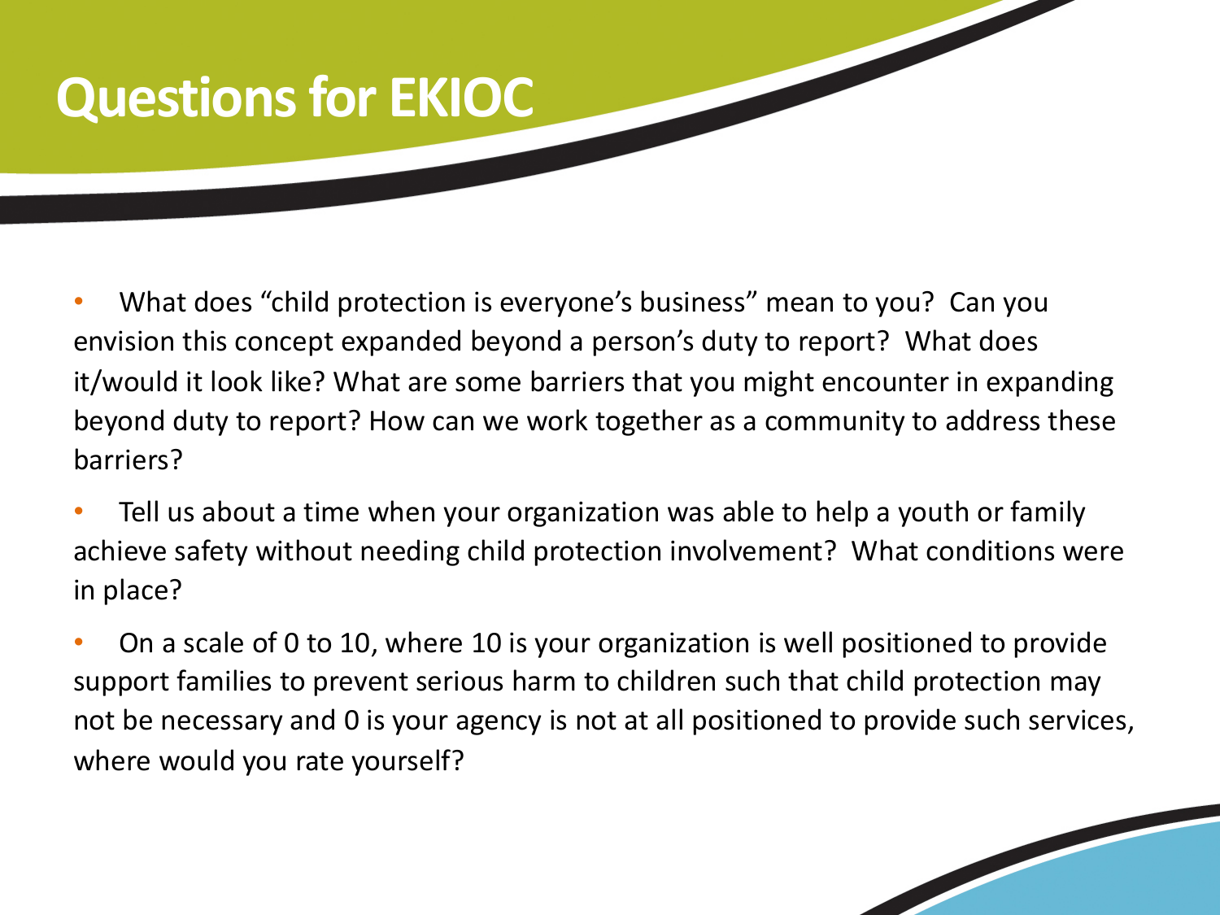# Questions for EKIOC

- What does "child protection is everyone's business" mean to you? Can you envision this concept expanded beyond a person's duty to report? What does it/would it look like? What are some barriers that you might encounter in expanding beyond duty to report? How can we work together as a community to address these barriers?
- Tell us about a time when your organization was able to help a youth or family achieve safety without needing child protection involvement? What conditions were in place?
- On a scale of 0 to 10, where 10 is your organization is well positioned to provide support families to prevent serious harm to children such that child protection may not be necessary and 0 is your agency is not at all positioned to provide such services, where would you rate yourself?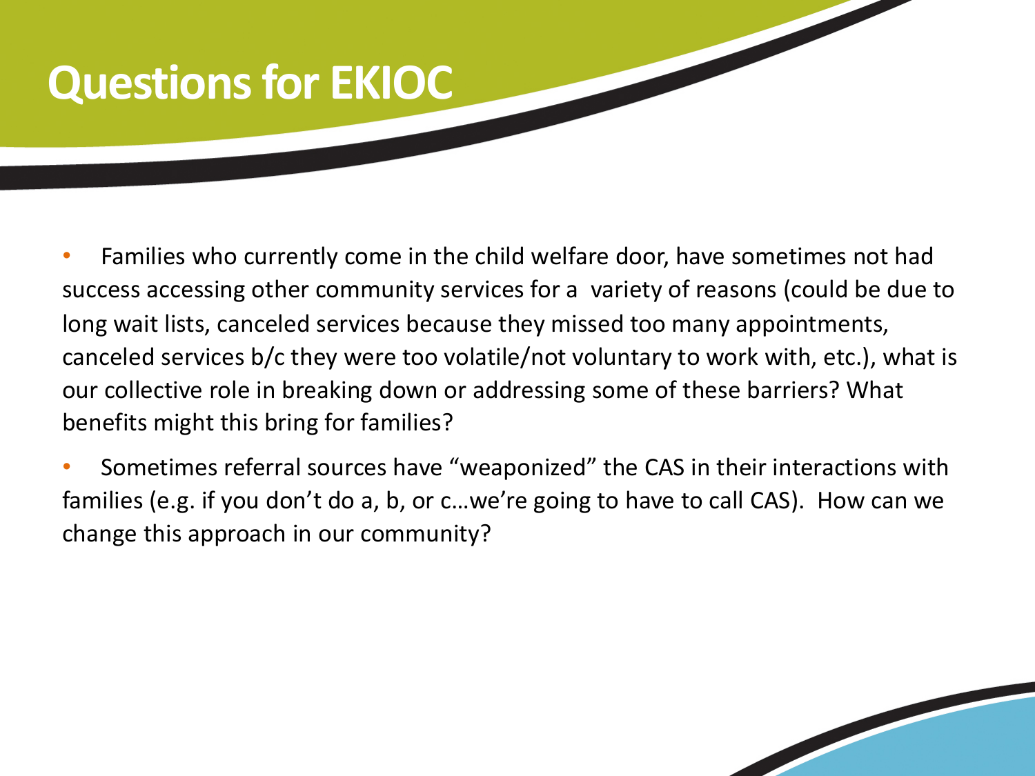# Questions for EKIOC

- Families who currently come in the child welfare door, have sometimes not had success accessing other community services for a variety of reasons (could be due to long wait lists, canceled services because they missed too many appointments, canceled services b/c they were too volatile/not voluntary to work with, etc.), what is our collective role in breaking down or addressing some of these barriers? What benefits might this bring for families?
- Sometimes referral sources have "weaponized" the CAS in their interactions with families (e.g. if you don't do a, b, or c…we're going to have to call CAS). How can we change this approach in our community?